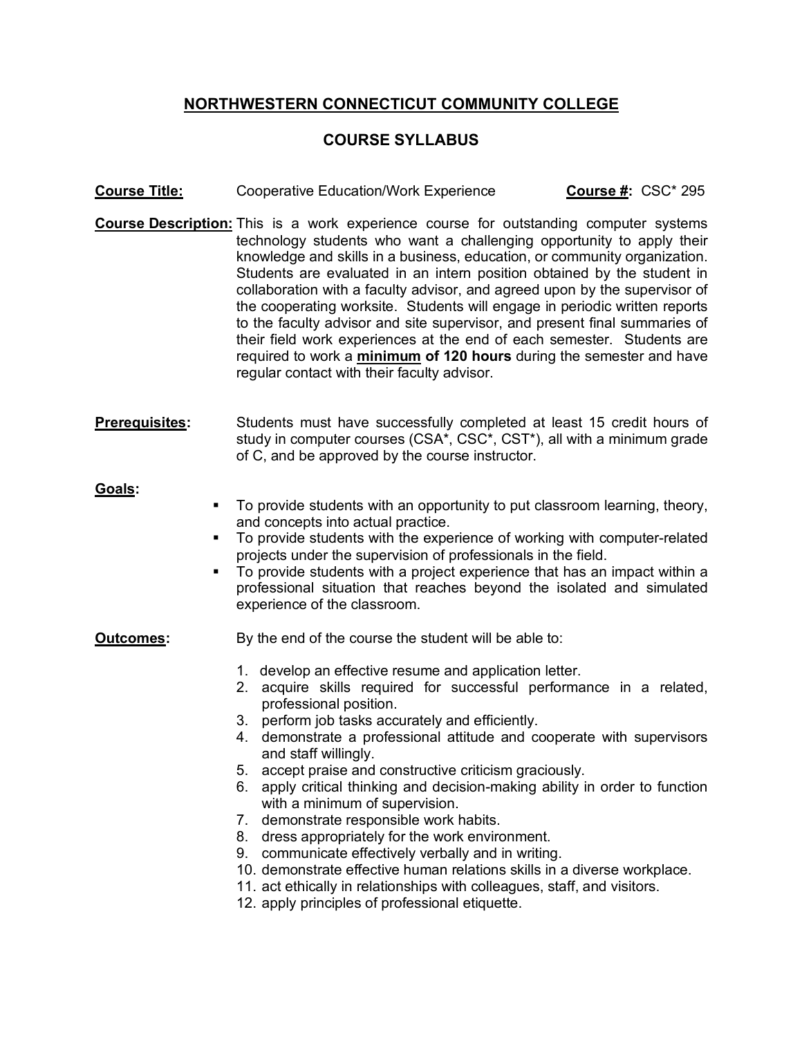# NORTHWESTERN CONNECTICUT COMMUNITY COLLEGE

## COURSE SYLLABUS

**Course Title:** Cooperative Education/Work Experience **Course #:** CSC* 295

**Course Description:** This is a work experience course for outstanding computer systems technology students who want a challenging opportunity to apply their knowledge and skills in a business, education, or community organization. Students are evaluated in an intern position obtained by the student in collaboration with a faculty advisor, and agreed upon by the supervisor of the cooperating worksite. Students will engage in periodic written reports to the faculty advisor and site supervisor, and present final summaries of their field work experiences at the end of each semester. Students are required to work a **minimum of 120 hours** during the semester and have regular contact with their faculty advisor.

**Prerequisites:** Students must have successfully completed at least 15 credit hours of study in computer courses (CSA*, CSC*, CST*), all with a minimum grade of C, and be approved by the course instructor.

**Goals:**

- To provide students with an opportunity to put classroom learning, theory, and concepts into actual practice.
- To provide students with the experience of working with computer-related projects under the supervision of professionals in the field.
- To provide students with a project experience that has an impact within a professional situation that reaches beyond the isolated and simulated experience of the classroom.

**Outcomes:** By the end of the course the student will be able to:

1. develop an effective resume and application letter.
2. acquire skills required for successful performance in a related, professional position.
3. perform job tasks accurately and efficiently.
4. demonstrate a professional attitude and cooperate with supervisors and staff willingly.
5. accept praise and constructive criticism graciously.
6. apply critical thinking and decision-making ability in order to function with a minimum of supervision.
7. demonstrate responsible work habits.
8. dress appropriately for the work environment.
9. communicate effectively verbally and in writing.
10. demonstrate effective human relations skills in a diverse workplace.
11. act ethically in relationships with colleagues, staff, and visitors.
12. apply principles of professional etiquette.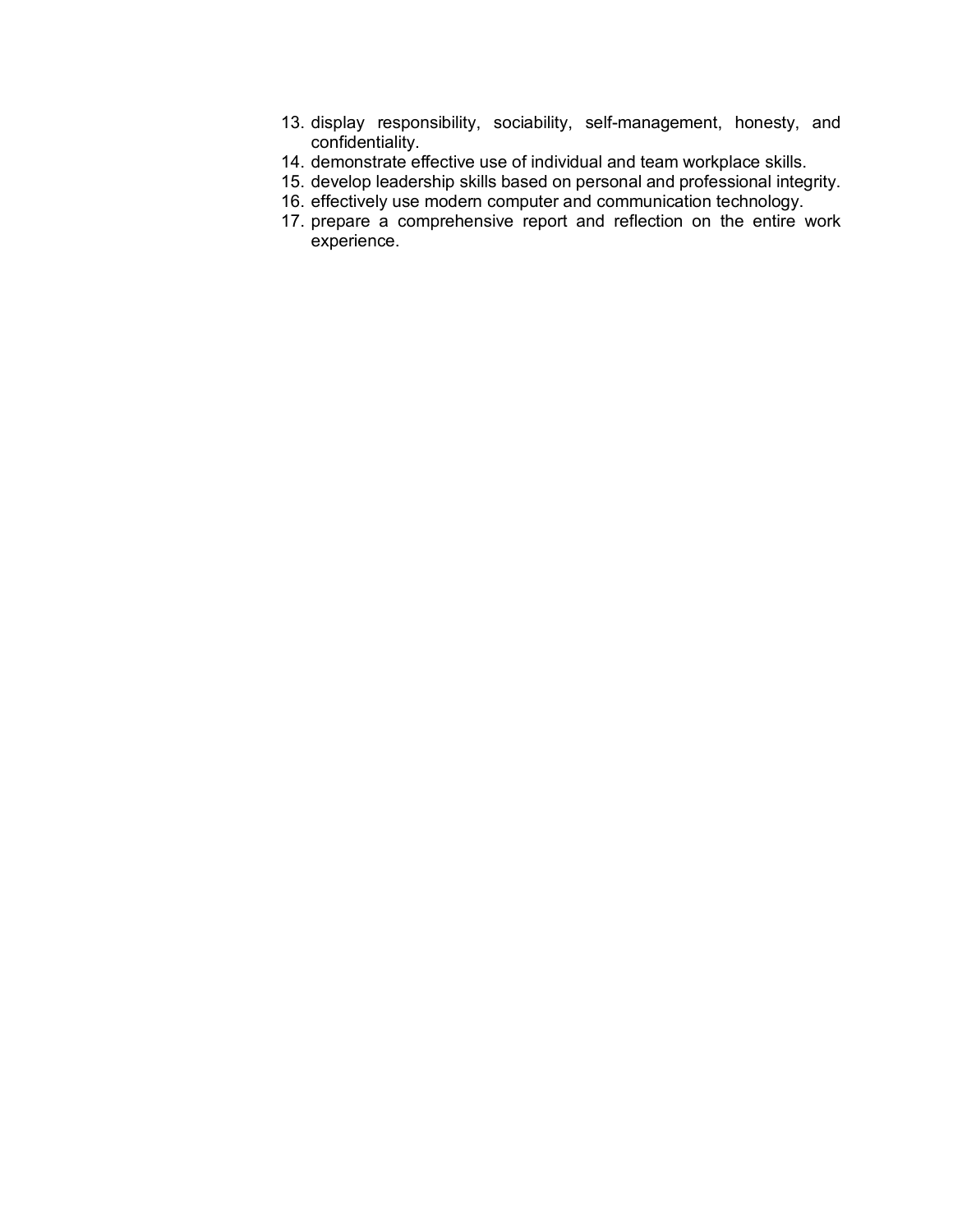13. display responsibility, sociability, self-management, honesty, and confidentiality.
14. demonstrate effective use of individual and team workplace skills.
15. develop leadership skills based on personal and professional integrity.
16. effectively use modern computer and communication technology.
17. prepare a comprehensive report and reflection on the entire work experience.